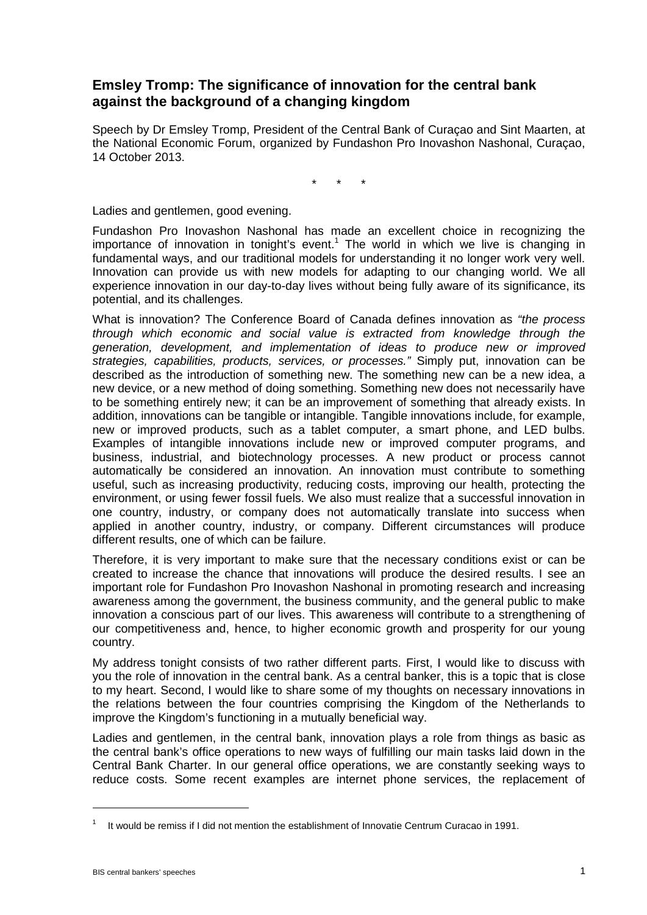## Emsley Tromp: The significance of innovation for the central bank against the background of a changing kingdom

Speech by Dr Emsley Tromp, President of the Central Bank of Curaçao and Sint Maarten, at the National Economic Forum, organized by Fundashon Pro Inovashon Nashonal, Curaçao, 14 October 2013.

\* \* \*

Ladies and gentlemen, good evening.

Fundashon Pro Inovashon Nashonal has made an excellent choice in recognizing the importance of innovation in tonight's event.[1] The world in which we live is changing in fundamental ways, and our traditional models for understanding it no longer work very well. Innovation can provide us with new models for adapting to our changing world. We all experience innovation in our day-to-day lives without being fully aware of its significance, its potential, and its challenges.

What is innovation? The Conference Board of Canada defines innovation as *"the process through which economic and social value is extracted from knowledge through the generation, development, and implementation of ideas to produce new or improved strategies, capabilities, products, services, or processes."* Simply put, innovation can be described as the introduction of something new. The something new can be a new idea, a new device, or a new method of doing something. Something new does not necessarily have to be something entirely new; it can be an improvement of something that already exists. In addition, innovations can be tangible or intangible. Tangible innovations include, for example, new or improved products, such as a tablet computer, a smart phone, and LED bulbs. Examples of intangible innovations include new or improved computer programs, and business, industrial, and biotechnology processes. A new product or process cannot automatically be considered an innovation. An innovation must contribute to something useful, such as increasing productivity, reducing costs, improving our health, protecting the environment, or using fewer fossil fuels. We also must realize that a successful innovation in one country, industry, or company does not automatically translate into success when applied in another country, industry, or company. Different circumstances will produce different results, one of which can be failure.

Therefore, it is very important to make sure that the necessary conditions exist or can be created to increase the chance that innovations will produce the desired results. I see an important role for Fundashon Pro Inovashon Nashonal in promoting research and increasing awareness among the government, the business community, and the general public to make innovation a conscious part of our lives. This awareness will contribute to a strengthening of our competitiveness and, hence, to higher economic growth and prosperity for our young country.

My address tonight consists of two rather different parts. First, I would like to discuss with you the role of innovation in the central bank. As a central banker, this is a topic that is close to my heart. Second, I would like to share some of my thoughts on necessary innovations in the relations between the four countries comprising the Kingdom of the Netherlands to improve the Kingdom's functioning in a mutually beneficial way.

Ladies and gentlemen, in the central bank, innovation plays a role from things as basic as the central bank's office operations to new ways of fulfilling our main tasks laid down in the Central Bank Charter. In our general office operations, we are constantly seeking ways to reduce costs. Some recent examples are internet phone services, the replacement of

---

[1] It would be remiss if I did not mention the establishment of Innovatie Centrum Curacao in 1991.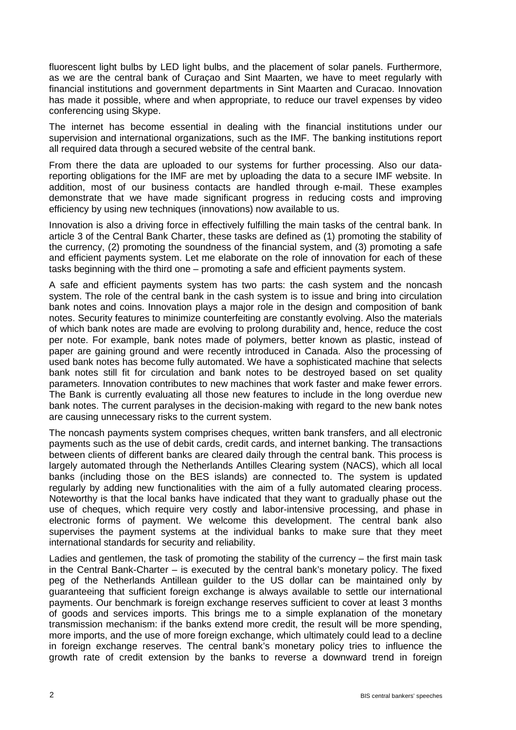fluorescent light bulbs by LED light bulbs, and the placement of solar panels. Furthermore, as we are the central bank of Curaçao and Sint Maarten, we have to meet regularly with financial institutions and government departments in Sint Maarten and Curacao. Innovation has made it possible, where and when appropriate, to reduce our travel expenses by video conferencing using Skype.

The internet has become essential in dealing with the financial institutions under our supervision and international organizations, such as the IMF. The banking institutions report all required data through a secured website of the central bank.

From there the data are uploaded to our systems for further processing. Also our data-reporting obligations for the IMF are met by uploading the data to a secure IMF website. In addition, most of our business contacts are handled through e-mail. These examples demonstrate that we have made significant progress in reducing costs and improving efficiency by using new techniques (innovations) now available to us.

Innovation is also a driving force in effectively fulfilling the main tasks of the central bank. In article 3 of the Central Bank Charter, these tasks are defined as (1) promoting the stability of the currency, (2) promoting the soundness of the financial system, and (3) promoting a safe and efficient payments system. Let me elaborate on the role of innovation for each of these tasks beginning with the third one – promoting a safe and efficient payments system.

A safe and efficient payments system has two parts: the cash system and the noncash system. The role of the central bank in the cash system is to issue and bring into circulation bank notes and coins. Innovation plays a major role in the design and composition of bank notes. Security features to minimize counterfeiting are constantly evolving. Also the materials of which bank notes are made are evolving to prolong durability and, hence, reduce the cost per note. For example, bank notes made of polymers, better known as plastic, instead of paper are gaining ground and were recently introduced in Canada. Also the processing of used bank notes has become fully automated. We have a sophisticated machine that selects bank notes still fit for circulation and bank notes to be destroyed based on set quality parameters. Innovation contributes to new machines that work faster and make fewer errors. The Bank is currently evaluating all those new features to include in the long overdue new bank notes. The current paralyses in the decision-making with regard to the new bank notes are causing unnecessary risks to the current system.

The noncash payments system comprises cheques, written bank transfers, and all electronic payments such as the use of debit cards, credit cards, and internet banking. The transactions between clients of different banks are cleared daily through the central bank. This process is largely automated through the Netherlands Antilles Clearing system (NACS), which all local banks (including those on the BES islands) are connected to. The system is updated regularly by adding new functionalities with the aim of a fully automated clearing process. Noteworthy is that the local banks have indicated that they want to gradually phase out the use of cheques, which require very costly and labor-intensive processing, and phase in electronic forms of payment. We welcome this development. The central bank also supervises the payment systems at the individual banks to make sure that they meet international standards for security and reliability.

Ladies and gentlemen, the task of promoting the stability of the currency – the first main task in the Central Bank-Charter – is executed by the central bank's monetary policy. The fixed peg of the Netherlands Antillean guilder to the US dollar can be maintained only by guaranteeing that sufficient foreign exchange is always available to settle our international payments. Our benchmark is foreign exchange reserves sufficient to cover at least 3 months of goods and services imports. This brings me to a simple explanation of the monetary transmission mechanism: if the banks extend more credit, the result will be more spending, more imports, and the use of more foreign exchange, which ultimately could lead to a decline in foreign exchange reserves. The central bank's monetary policy tries to influence the growth rate of credit extension by the banks to reverse a downward trend in foreign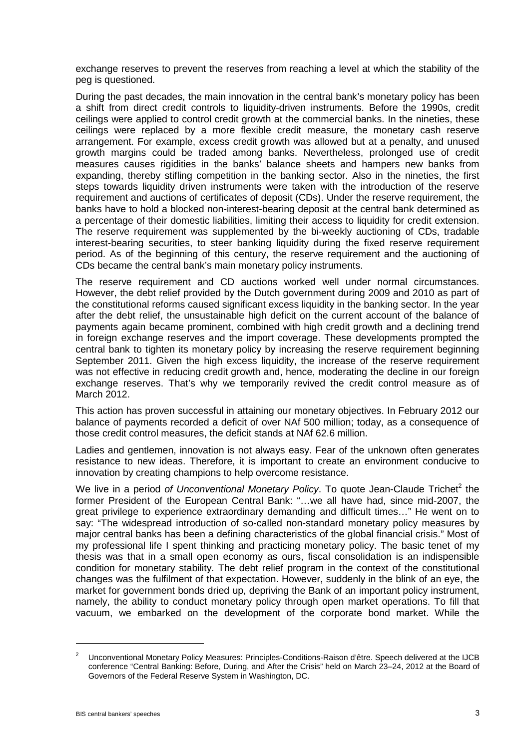exchange reserves to prevent the reserves from reaching a level at which the stability of the peg is questioned.

During the past decades, the main innovation in the central bank's monetary policy has been a shift from direct credit controls to liquidity-driven instruments. Before the 1990s, credit ceilings were applied to control credit growth at the commercial banks. In the nineties, these ceilings were replaced by a more flexible credit measure, the monetary cash reserve arrangement. For example, excess credit growth was allowed but at a penalty, and unused growth margins could be traded among banks. Nevertheless, prolonged use of credit measures causes rigidities in the banks' balance sheets and hampers new banks from expanding, thereby stifling competition in the banking sector. Also in the nineties, the first steps towards liquidity driven instruments were taken with the introduction of the reserve requirement and auctions of certificates of deposit (CDs). Under the reserve requirement, the banks have to hold a blocked non-interest-bearing deposit at the central bank determined as a percentage of their domestic liabilities, limiting their access to liquidity for credit extension. The reserve requirement was supplemented by the bi-weekly auctioning of CDs, tradable interest-bearing securities, to steer banking liquidity during the fixed reserve requirement period. As of the beginning of this century, the reserve requirement and the auctioning of CDs became the central bank's main monetary policy instruments.

The reserve requirement and CD auctions worked well under normal circumstances. However, the debt relief provided by the Dutch government during 2009 and 2010 as part of the constitutional reforms caused significant excess liquidity in the banking sector. In the year after the debt relief, the unsustainable high deficit on the current account of the balance of payments again became prominent, combined with high credit growth and a declining trend in foreign exchange reserves and the import coverage. These developments prompted the central bank to tighten its monetary policy by increasing the reserve requirement beginning September 2011. Given the high excess liquidity, the increase of the reserve requirement was not effective in reducing credit growth and, hence, moderating the decline in our foreign exchange reserves. That's why we temporarily revived the credit control measure as of March 2012.

This action has proven successful in attaining our monetary objectives. In February 2012 our balance of payments recorded a deficit of over NAf 500 million; today, as a consequence of those credit control measures, the deficit stands at NAf 62.6 million.

Ladies and gentlemen, innovation is not always easy. Fear of the unknown often generates resistance to new ideas. Therefore, it is important to create an environment conducive to innovation by creating champions to help overcome resistance.

We live in a period *of Unconventional Monetary Policy*. To quote Jean-Claude Trichet[2] the former President of the European Central Bank: "…we all have had, since mid-2007, the great privilege to experience extraordinary demanding and difficult times…" He went on to say: "The widespread introduction of so-called non-standard monetary policy measures by major central banks has been a defining characteristics of the global financial crisis." Most of my professional life I spent thinking and practicing monetary policy. The basic tenet of my thesis was that in a small open economy as ours, fiscal consolidation is an indispensible condition for monetary stability. The debt relief program in the context of the constitutional changes was the fulfilment of that expectation. However, suddenly in the blink of an eye, the market for government bonds dried up, depriving the Bank of an important policy instrument, namely, the ability to conduct monetary policy through open market operations. To fill that vacuum, we embarked on the development of the corporate bond market. While the

[2] Unconventional Monetary Policy Measures: Principles-Conditions-Raison d'être. Speech delivered at the IJCB conference "Central Banking: Before, During, and After the Crisis" held on March 23–24, 2012 at the Board of Governors of the Federal Reserve System in Washington, DC.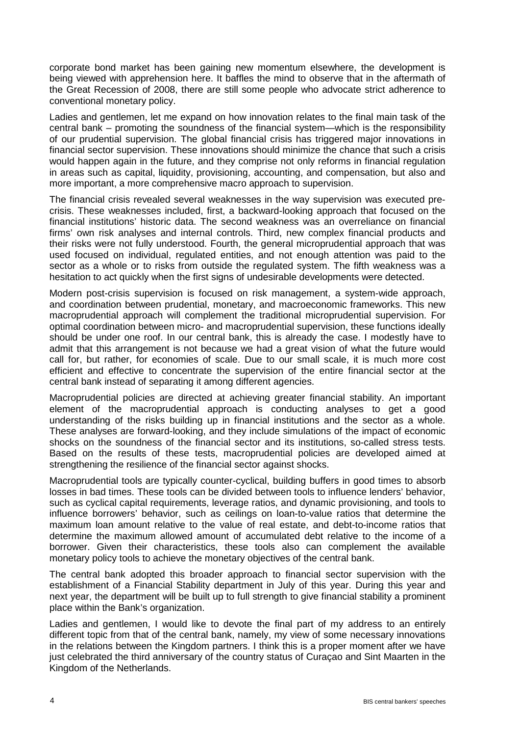corporate bond market has been gaining new momentum elsewhere, the development is being viewed with apprehension here. It baffles the mind to observe that in the aftermath of the Great Recession of 2008, there are still some people who advocate strict adherence to conventional monetary policy.

Ladies and gentlemen, let me expand on how innovation relates to the final main task of the central bank – promoting the soundness of the financial system—which is the responsibility of our prudential supervision. The global financial crisis has triggered major innovations in financial sector supervision. These innovations should minimize the chance that such a crisis would happen again in the future, and they comprise not only reforms in financial regulation in areas such as capital, liquidity, provisioning, accounting, and compensation, but also and more important, a more comprehensive macro approach to supervision.

The financial crisis revealed several weaknesses in the way supervision was executed pre-crisis. These weaknesses included, first, a backward-looking approach that focused on the financial institutions' historic data. The second weakness was an overreliance on financial firms' own risk analyses and internal controls. Third, new complex financial products and their risks were not fully understood. Fourth, the general microprudential approach that was used focused on individual, regulated entities, and not enough attention was paid to the sector as a whole or to risks from outside the regulated system. The fifth weakness was a hesitation to act quickly when the first signs of undesirable developments were detected.

Modern post-crisis supervision is focused on risk management, a system-wide approach, and coordination between prudential, monetary, and macroeconomic frameworks. This new macroprudential approach will complement the traditional microprudential supervision. For optimal coordination between micro- and macroprudential supervision, these functions ideally should be under one roof. In our central bank, this is already the case. I modestly have to admit that this arrangement is not because we had a great vision of what the future would call for, but rather, for economies of scale. Due to our small scale, it is much more cost efficient and effective to concentrate the supervision of the entire financial sector at the central bank instead of separating it among different agencies.

Macroprudential policies are directed at achieving greater financial stability. An important element of the macroprudential approach is conducting analyses to get a good understanding of the risks building up in financial institutions and the sector as a whole. These analyses are forward-looking, and they include simulations of the impact of economic shocks on the soundness of the financial sector and its institutions, so-called stress tests. Based on the results of these tests, macroprudential policies are developed aimed at strengthening the resilience of the financial sector against shocks.

Macroprudential tools are typically counter-cyclical, building buffers in good times to absorb losses in bad times. These tools can be divided between tools to influence lenders' behavior, such as cyclical capital requirements, leverage ratios, and dynamic provisioning, and tools to influence borrowers' behavior, such as ceilings on loan-to-value ratios that determine the maximum loan amount relative to the value of real estate, and debt-to-income ratios that determine the maximum allowed amount of accumulated debt relative to the income of a borrower. Given their characteristics, these tools also can complement the available monetary policy tools to achieve the monetary objectives of the central bank.

The central bank adopted this broader approach to financial sector supervision with the establishment of a Financial Stability department in July of this year. During this year and next year, the department will be built up to full strength to give financial stability a prominent place within the Bank's organization.

Ladies and gentlemen, I would like to devote the final part of my address to an entirely different topic from that of the central bank, namely, my view of some necessary innovations in the relations between the Kingdom partners. I think this is a proper moment after we have just celebrated the third anniversary of the country status of Curaçao and Sint Maarten in the Kingdom of the Netherlands.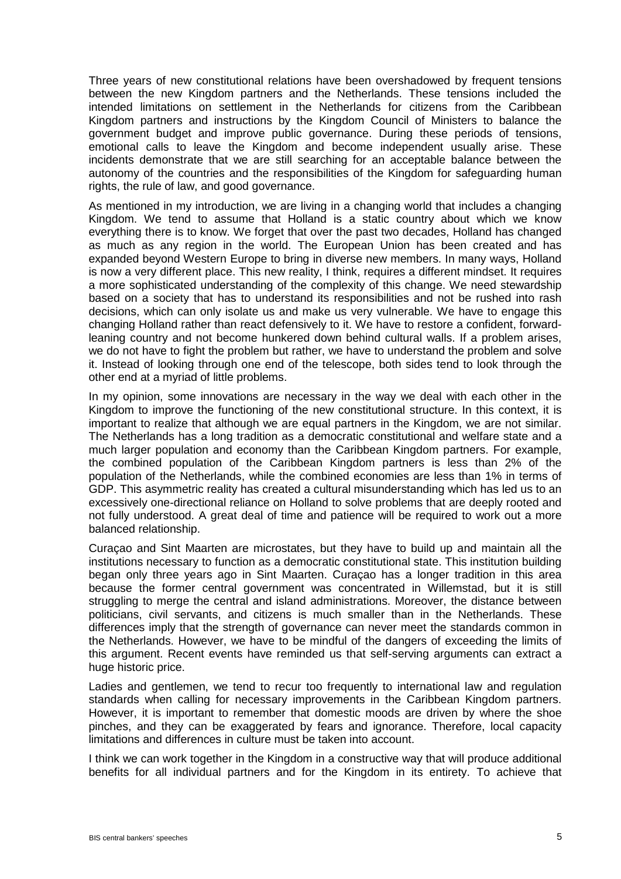Three years of new constitutional relations have been overshadowed by frequent tensions between the new Kingdom partners and the Netherlands. These tensions included the intended limitations on settlement in the Netherlands for citizens from the Caribbean Kingdom partners and instructions by the Kingdom Council of Ministers to balance the government budget and improve public governance. During these periods of tensions, emotional calls to leave the Kingdom and become independent usually arise. These incidents demonstrate that we are still searching for an acceptable balance between the autonomy of the countries and the responsibilities of the Kingdom for safeguarding human rights, the rule of law, and good governance.

As mentioned in my introduction, we are living in a changing world that includes a changing Kingdom. We tend to assume that Holland is a static country about which we know everything there is to know. We forget that over the past two decades, Holland has changed as much as any region in the world. The European Union has been created and has expanded beyond Western Europe to bring in diverse new members. In many ways, Holland is now a very different place. This new reality, I think, requires a different mindset. It requires a more sophisticated understanding of the complexity of this change. We need stewardship based on a society that has to understand its responsibilities and not be rushed into rash decisions, which can only isolate us and make us very vulnerable. We have to engage this changing Holland rather than react defensively to it. We have to restore a confident, forward-leaning country and not become hunkered down behind cultural walls. If a problem arises, we do not have to fight the problem but rather, we have to understand the problem and solve it. Instead of looking through one end of the telescope, both sides tend to look through the other end at a myriad of little problems.

In my opinion, some innovations are necessary in the way we deal with each other in the Kingdom to improve the functioning of the new constitutional structure. In this context, it is important to realize that although we are equal partners in the Kingdom, we are not similar. The Netherlands has a long tradition as a democratic constitutional and welfare state and a much larger population and economy than the Caribbean Kingdom partners. For example, the combined population of the Caribbean Kingdom partners is less than 2% of the population of the Netherlands, while the combined economies are less than 1% in terms of GDP. This asymmetric reality has created a cultural misunderstanding which has led us to an excessively one-directional reliance on Holland to solve problems that are deeply rooted and not fully understood. A great deal of time and patience will be required to work out a more balanced relationship.

Curaçao and Sint Maarten are microstates, but they have to build up and maintain all the institutions necessary to function as a democratic constitutional state. This institution building began only three years ago in Sint Maarten. Curaçao has a longer tradition in this area because the former central government was concentrated in Willemstad, but it is still struggling to merge the central and island administrations. Moreover, the distance between politicians, civil servants, and citizens is much smaller than in the Netherlands. These differences imply that the strength of governance can never meet the standards common in the Netherlands. However, we have to be mindful of the dangers of exceeding the limits of this argument. Recent events have reminded us that self-serving arguments can extract a huge historic price.

Ladies and gentlemen, we tend to recur too frequently to international law and regulation standards when calling for necessary improvements in the Caribbean Kingdom partners. However, it is important to remember that domestic moods are driven by where the shoe pinches, and they can be exaggerated by fears and ignorance. Therefore, local capacity limitations and differences in culture must be taken into account.

I think we can work together in the Kingdom in a constructive way that will produce additional benefits for all individual partners and for the Kingdom in its entirety. To achieve that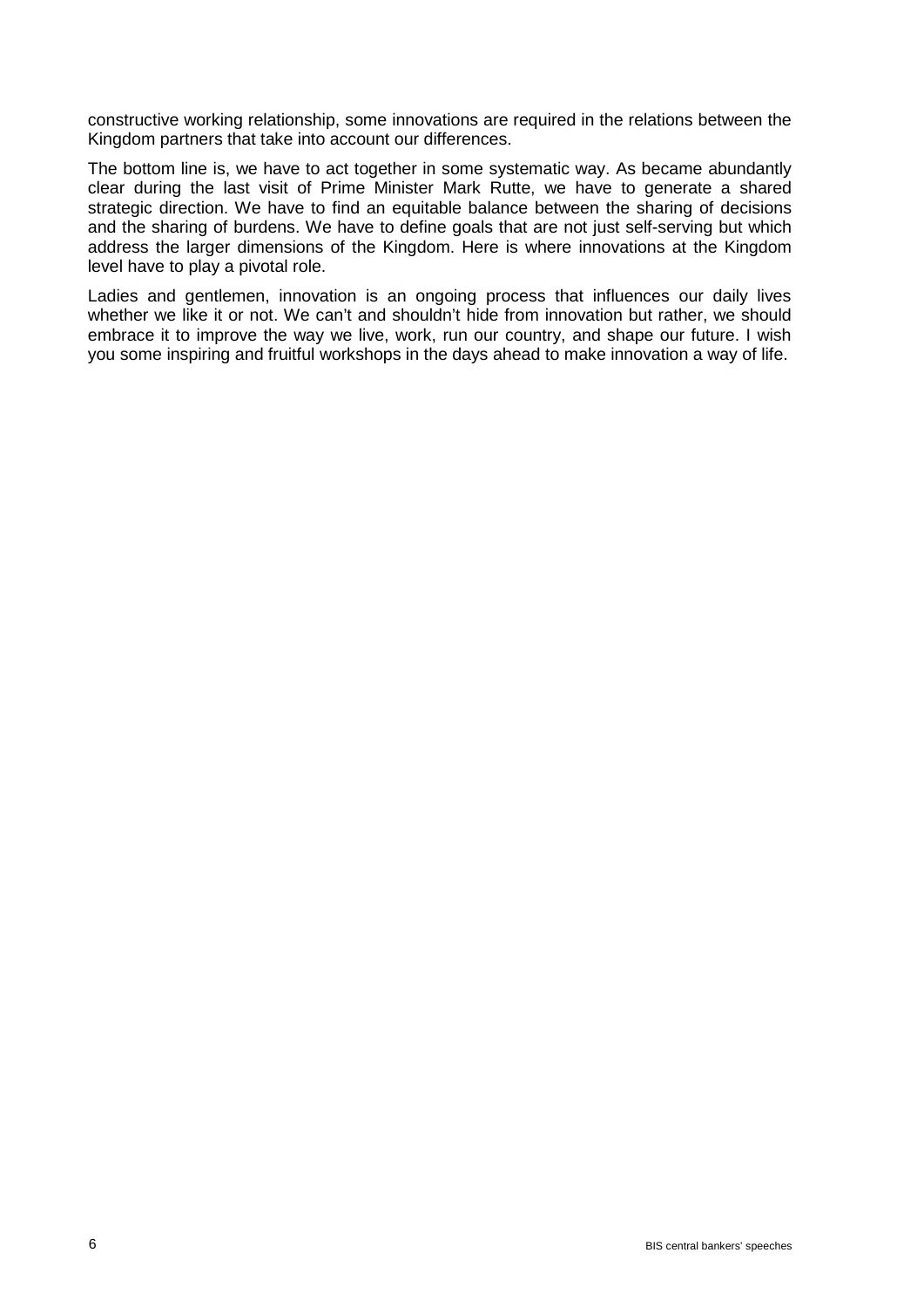constructive working relationship, some innovations are required in the relations between the Kingdom partners that take into account our differences.

The bottom line is, we have to act together in some systematic way. As became abundantly clear during the last visit of Prime Minister Mark Rutte, we have to generate a shared strategic direction. We have to find an equitable balance between the sharing of decisions and the sharing of burdens. We have to define goals that are not just self-serving but which address the larger dimensions of the Kingdom. Here is where innovations at the Kingdom level have to play a pivotal role.

Ladies and gentlemen, innovation is an ongoing process that influences our daily lives whether we like it or not. We can't and shouldn't hide from innovation but rather, we should embrace it to improve the way we live, work, run our country, and shape our future. I wish you some inspiring and fruitful workshops in the days ahead to make innovation a way of life.